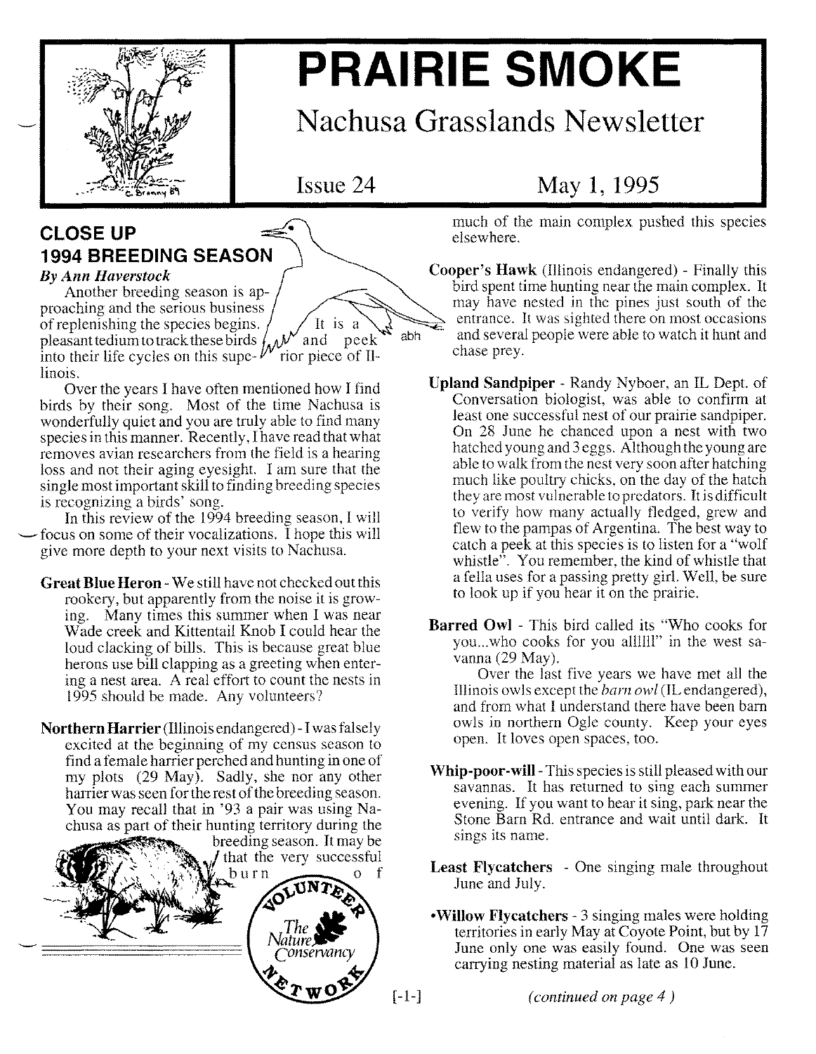# PRAIRIE SMOKE

## Nachusa Grasslands Newsletter

Issue 24 May 1, 1995

## CLOSE UP
## 1994 BREEDING SEASON

*By Ann Haverstock*

Another breeding season is approaching and the serious business of replenishing the species begins. It is a pleasant tedium to track these birds and peek into their life cycles on this superior piece of Illinois.

Over the years I have often mentioned how I find birds by their song. Most of the time Nachusa is wonderfully quiet and you are truly able to find many species in this manner. Recently, I have read that what removes avian researchers from the field is a hearing loss and not their aging eyesight. I am sure that the single most important skill to finding breeding species is recognizing a birds' song.

In this review of the 1994 breeding season, I will focus on some of their vocalizations. I hope this will give more depth to your next visits to Nachusa.

**Great Blue Heron** - We still have not checked out this rookery, but apparently from the noise it is growing. Many times this summer when I was near Wade creek and Kittentail Knob I could hear the loud clacking of bills. This is because great blue herons use bill clapping as a greeting when entering a nest area. A real effort to count the nests in 1995 should be made. Any volunteers?

**Northern Harrier** (Illinois endangered) - I was falsely excited at the beginning of my census season to find a female harrier perched and hunting in one of my plots (29 May). Sadly, she nor any other harrier was seen for the rest of the breeding season. You may recall that in '93 a pair was using Nachusa as part of their hunting territory during the breeding season. It may be that the very successful burn of much of the main complex pushed this species elsewhere.

**Cooper's Hawk** (Illinois endangered) - Finally this bird spent time hunting near the main complex. It may have nested in the pines just south of the entrance. It was sighted there on most occasions and several people were able to watch it hunt and chase prey.

**Upland Sandpiper** - Randy Nyboer, an IL Dept. of Conversation biologist, was able to confirm at least one successful nest of our prairie sandpiper. On 28 June he chanced upon a nest with two hatched young and 3 eggs. Although the young are able to walk from the nest very soon after hatching much like poultry chicks, on the day of the hatch they are most vulnerable to predators. It is difficult to verify how many actually fledged, grew and flew to the pampas of Argentina. The best way to catch a peek at this species is to listen for a "wolf whistle". You remember, the kind of whistle that a fella uses for a passing pretty girl. Well, be sure to look up if you hear it on the prairie.

**Barred Owl** - This bird called its "Who cooks for you...who cooks for you allllll" in the west savanna (29 May).

Over the last five years we have met all the Illinois owls except the *barn owl* (IL endangered), and from what I understand there have been barn owls in northern Ogle county. Keep your eyes open. It loves open spaces, too.

**Whip-poor-will** - This species is still pleased with our savannas. It has returned to sing each summer evening. If you want to hear it sing, park near the Stone Barn Rd. entrance and wait until dark. It sings its name.

**Least Flycatchers** - One singing male throughout June and July.

•**Willow Flycatchers** - 3 singing males were holding territories in early May at Coyote Point, but by 17 June only one was easily found. One was seen carrying nesting material as late as 10 June.

*(continued on page 4 )*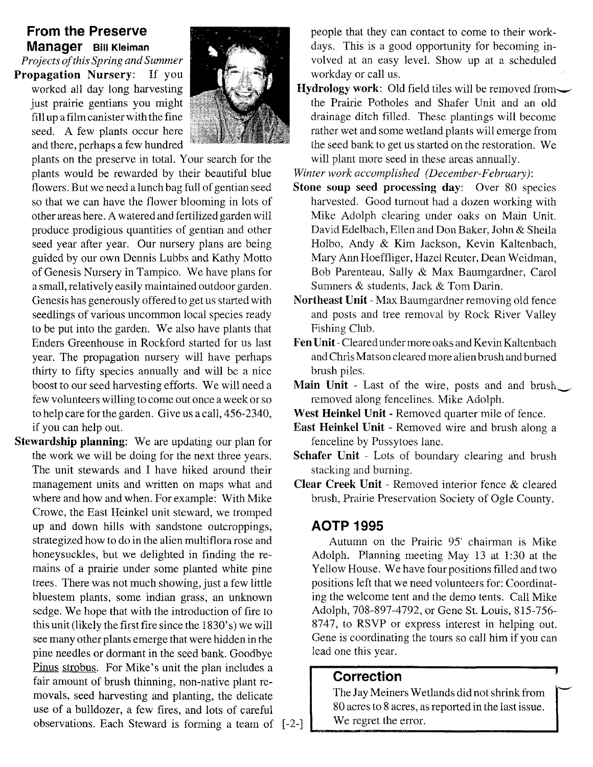## From the Preserve Manager

**Bill Kleiman**

*Projects of this Spring and Summer*

**Propagation Nursery**: If you worked all day long harvesting just prairie gentians you might fill up a film canister with the fine seed. A few plants occur here and there, perhaps a few hundred plants on the preserve in total. Your search for the plants would be rewarded by their beautiful blue flowers. But we need a lunch bag full of gentian seed so that we can have the flower blooming in lots of other areas here. A watered and fertilized garden will produce prodigious quantities of gentian and other seed year after year. Our nursery plans are being guided by our own Dennis Lubbs and Kathy Motto of Genesis Nursery in Tampico. We have plans for a small, relatively easily maintained outdoor garden. Genesis has generously offered to get us started with seedlings of various uncommon local species ready to be put into the garden. We also have plants that Enders Greenhouse in Rockford started for us last year. The propagation nursery will have perhaps thirty to fifty species annually and will be a nice boost to our seed harvesting efforts. We will need a few volunteers willing to come out once a week or so to help care for the garden. Give us a call, 456-2340, if you can help out.

**Stewardship planning**: We are updating our plan for the work we will be doing for the next three years. The unit stewards and I have hiked around their management units and written on maps what and where and how and when. For example: With Mike Crowe, the East Heinkel unit steward, we tromped up and down hills with sandstone outcroppings, strategized how to do in the alien multiflora rose and honeysuckles, but we delighted in finding the remains of a prairie under some planted white pine trees. There was not much showing, just a few little bluestem plants, some indian grass, an unknown sedge. We hope that with the introduction of fire to this unit (likely the first fire since the 1830's) we will see many other plants emerge that were hidden in the pine needles or dormant in the seed bank. Goodbye Pinus strobus. For Mike's unit the plan includes a fair amount of brush thinning, non-native plant removals, seed harvesting and planting, the delicate use of a bulldozer, a few fires, and lots of careful observations. Each Steward is forming a team of people that they can contact to come to their workdays. This is a good opportunity for becoming involved at an easy level. Show up at a scheduled workday or call us.

**Hydrology work**: Old field tiles will be removed from the Prairie Potholes and Shafer Unit and an old drainage ditch filled. These plantings will become rather wet and some wetland plants will emerge from the seed bank to get us started on the restoration. We will plant more seed in these areas annually.

*Winter work accomplished (December-February)*:

**Stone soup seed processing day**: Over 80 species harvested. Good turnout had a dozen working with Mike Adolph clearing under oaks on Main Unit. David Edelbach, Ellen and Don Baker, John & Sheila Holbo, Andy & Kim Jackson, Kevin Kaltenbach, Mary Ann Hoeffliger, Hazel Reuter, Dean Weidman, Bob Parenteau, Sally & Max Baumgardner, Carol Sumners & students, Jack & Tom Darin.

**Northeast Unit** - Max Baumgardner removing old fence and posts and tree removal by Rock River Valley Fishing Club.

**Fen Unit** - Cleared under more oaks and Kevin Kaltenbach and Chris Matson cleared more alien brush and burned brush piles.

**Main Unit** - Last of the wire, posts and and brush removed along fencelines. Mike Adolph.

**West Heinkel Unit** - Removed quarter mile of fence.

**East Heinkel Unit** - Removed wire and brush along a fenceline by Pussytoes lane.

**Schafer Unit** - Lots of boundary clearing and brush stacking and burning.

**Clear Creek Unit** - Removed interior fence & cleared brush, Prairie Preservation Society of Ogle County.

## AOTP 1995

Autumn on the Prairie 95' chairman is Mike Adolph. Planning meeting May 13 at 1:30 at the Yellow House. We have four positions filled and two positions left that we need volunteers for: Coordinating the welcome tent and the demo tents. Call Mike Adolph, 708-897-4792, or Gene St. Louis, 815-756-8747, to RSVP or express interest in helping out. Gene is coordinating the tours so call him if you can lead one this year.

### Correction

The Jay Meiners Wetlands did not shrink from 80 acres to 8 acres, as reported in the last issue. We regret the error.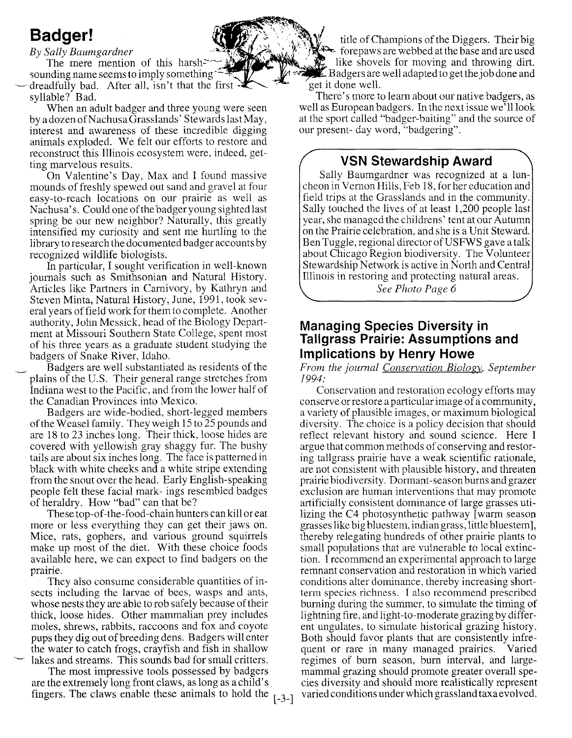## Badger!

*By Sally Baumgardner*

The mere mention of this harsh-sounding name seems to imply something dreadfully bad. After all, isn't that the first syllable? Bad.

When an adult badger and three young were seen by a dozen of Nachusa Grasslands' Stewards last May, interest and awareness of these incredible digging animals exploded. We felt our efforts to restore and reconstruct this Illinois ecosystem were, indeed, getting marvelous results.

On Valentine's Day, Max and I found massive mounds of freshly spewed out sand and gravel at four easy-to-reach locations on our prairie as well as Nachusa's. Could one of the badger young sighted last spring be our new neighbor? Naturally, this greatly intensified my curiosity and sent me hurtling to the library to research the documented badger accounts by recognized wildlife biologists.

In particular, I sought verification in well-known journals such as Smithsonian and Natural History. Articles like Partners in Carnivory, by Kathryn and Steven Minta, Natural History, June, 1991, took several years of field work for them to complete. Another authority, John Messick, head of the Biology Department at Missouri Southern State College, spent most of his three years as a graduate student studying the badgers of Snake River, Idaho.

Badgers are well substantiated as residents of the plains of the U.S. Their general range stretches from Indiana west to the Pacific, and from the lower half of the Canadian Provinces into Mexico.

Badgers are wide-bodied, short-legged members of the Weasel family. They weigh 15 to 25 pounds and are 18 to 23 inches long. Their thick, loose hides are covered with yellowish gray shaggy fur. The bushy tails are about six inches long. The face is patterned in black with white cheeks and a white stripe extending from the snout over the head. Early English-speaking people felt these facial mark- ings resembled badges of heraldry. How "bad" can that be?

These top-of-the-food-chain hunters can kill or eat more or less everything they can get their jaws on. Mice, rats, gophers, and various ground squirrels make up most of the diet. With these choice foods available here, we can expect to find badgers on the prairie.

They also consume considerable quantities of insects including the larvae of bees, wasps and ants, whose nests they are able to rob safely because of their thick, loose hides. Other mammalian prey includes moles, shrews, rabbits, raccoons and fox and coyote pups they dig out of breeding dens. Badgers will enter the water to catch frogs, crayfish and fish in shallow lakes and streams. This sounds bad for small critters.

The most impressive tools possessed by badgers are the extremely long front claws, as long as a child's fingers. The claws enable these animals to hold the title of Champions of the Diggers. Their big forepaws are webbed at the base and are used like shovels for moving and throwing dirt. Badgers are well adapted to get the job done and get it done well.

There's more to learn about our native badgers, as well as European badgers. In the next issue we'll look at the sport called "badger-baiting" and the source of our present- day word, "badgering".

### VSN Stewardship Award

Sally Baumgardner was recognized at a luncheon in Vernon Hills, Feb 18, for her education and field trips at the Grasslands and in the community. Sally touched the lives of at least 1,200 people last year, she managed the childrens' tent at our Autumn on the Prairie celebration, and she is a Unit Steward. Ben Tuggle, regional director of USFWS gave a talk about Chicago Region biodiversity. The Volunteer Stewardship Network is active in North and Central Illinois in restoring and protecting natural areas.

*See Photo Page 6*

## Managing Species Diversity in Tallgrass Prairie: Assumptions and Implications by Henry Howe

*From the journal Conservation Biology, September 1994:*

Conservation and restoration ecology efforts may conserve or restore a particular image of a community, a variety of plausible images, or maximum biological diversity. The choice is a policy decision that should reflect relevant history and sound science. Here I argue that common methods of conserving and restoring tallgrass prairie have a weak scientific rationale, are not consistent with plausible history, and threaten prairie biodiversity. Dormant-season burns and grazer exclusion are human interventions that may promote artificially consistent dominance of large grasses utilizing the C4 photosynthetic pathway [warm season grasses like big bluestem, indian grass, little bluestem], thereby relegating hundreds of other prairie plants to small populations that are vulnerable to local extinction. I recommend an experimental approach to large remnant conservation and restoration in which varied conditions alter dominance, thereby increasing short-term species richness. I also recommend prescribed burning during the summer, to simulate the timing of lightning fire, and light-to-moderate grazing by different ungulates, to simulate historical grazing history. Both should favor plants that are consistently infrequent or rare in many managed prairies. Varied regimes of burn season, burn interval, and large-mammal grazing should promote greater overall species diversity and should more realistically represent varied conditions under which grassland taxa evolved.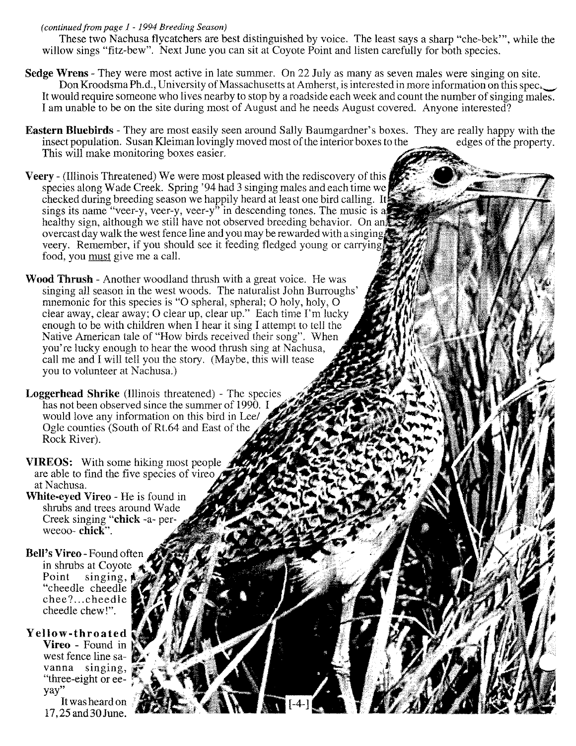*(continued from page 1 - 1994 Breeding Season)*

These two Nachusa flycatchers are best distinguished by voice. The least says a sharp "che-bek'", while the willow sings "fitz-bew". Next June you can sit at Coyote Point and listen carefully for both species.

**Sedge Wrens** - They were most active in late summer. On 22 July as many as seven males were singing on site. Don Kroodsma Ph.d., University of Massachusetts at Amherst, is interested in more information on this species. It would require someone who lives nearby to stop by a roadside each week and count the number of singing males. I am unable to be on the site during most of August and he needs August covered. Anyone interested?

**Eastern Bluebirds** - They are most easily seen around Sally Baumgardner's boxes. They are really happy with the insect population. Susan Kleiman lovingly moved most of the interior boxes to the edges of the property. This will make monitoring boxes easier.

**Veery** - (Illinois Threatened) We were most pleased with the rediscovery of this species along Wade Creek. Spring '94 had 3 singing males and each time we checked during breeding season we happily heard at least one bird calling. It sings its name "veer-y, veer-y, veer-y" in descending tones. The music is a healthy sign, although we still have not observed breeding behavior. On an overcast day walk the west fence line and you may be rewarded with a singing veery. Remember, if you should see it feeding fledged young or carrying food, you <u>must</u> give me a call.

**Wood Thrush** - Another woodland thrush with a great voice. He was singing all season in the west woods. The naturalist John Burroughs' mnemonic for this species is "O spheral, spheral; O holy, holy, O clear away, clear away; O clear up, clear up." Each time I'm lucky enough to be with children when I hear it sing I attempt to tell the Native American tale of "How birds received their song". When you're lucky enough to hear the wood thrush sing at Nachusa, call me and I will tell you the story. (Maybe, this will tease you to volunteer at Nachusa.)

**Loggerhead Shrike** (Illinois threatened) - The species has not been observed since the summer of 1990. I would love any information on this bird in Lee/ Ogle counties (South of Rt.64 and East of the Rock River).

**VIREOS:** With some hiking most people are able to find the five species of vireo at Nachusa.

**White-eyed Vireo** - He is found in shrubs and trees around Wade Creek singing "**chick** -a- per- weeoo- **chick**".

**Bell's Vireo** - Found often in shrubs at Coyote Point singing, "cheedle cheedle chee?...cheedle cheedle chew!".

**Yellow-throated Vireo** - Found in west fence line savanna singing, "three-eight or ee-yay"

It was heard on 17, 25 and 30 June.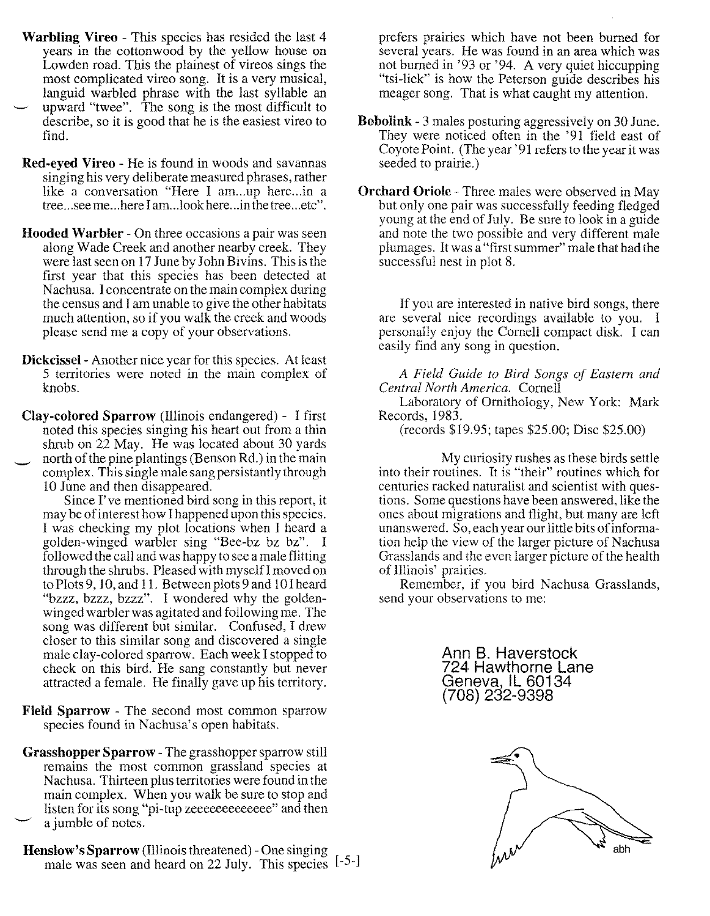**Warbling Vireo** - This species has resided the last 4 years in the cottonwood by the yellow house on Lowden road. This the plainest of vireos sings the most complicated vireo song. It is a very musical, languid warbled phrase with the last syllable an upward "twee". The song is the most difficult to describe, so it is good that he is the easiest vireo to find.

**Red-eyed Vireo** - He is found in woods and savannas singing his very deliberate measured phrases, rather like a conversation "Here I am...up here...in a tree...see me...here I am...look here...in the tree...etc".

**Hooded Warbler** - On three occasions a pair was seen along Wade Creek and another nearby creek. They were last seen on 17 June by John Bivins. This is the first year that this species has been detected at Nachusa. I concentrate on the main complex during the census and I am unable to give the other habitats much attention, so if you walk the creek and woods please send me a copy of your observations.

**Dickcissel** - Another nice year for this species. At least 5 territories were noted in the main complex of knobs.

**Clay-colored Sparrow** (Illinois endangered) - I first noted this species singing his heart out from a thin shrub on 22 May. He was located about 30 yards north of the pine plantings (Benson Rd.) in the main complex. This single male sang persistantly through 10 June and then disappeared.

Since I've mentioned bird song in this report, it may be of interest how I happened upon this species. I was checking my plot locations when I heard a golden-winged warbler sing "Bee-bz bz bz". I followed the call and was happy to see a male flitting through the shrubs. Pleased with myself I moved on to Plots 9, 10, and 11. Between plots 9 and 10 I heard "bzzz, bzzz, bzzz". I wondered why the golden-winged warbler was agitated and following me. The song was different but similar. Confused, I drew closer to this similar song and discovered a single male clay-colored sparrow. Each week I stopped to check on this bird. He sang constantly but never attracted a female. He finally gave up his territory.

**Field Sparrow** - The second most common sparrow species found in Nachusa's open habitats.

**Grasshopper Sparrow** - The grasshopper sparrow still remains the most common grassland species at Nachusa. Thirteen plus territories were found in the main complex. When you walk be sure to stop and listen for its song "pi-tup zeeeeeeeeeeeee" and then a jumble of notes.

**Henslow's Sparrow** (Illinois threatened) - One singing male was seen and heard on 22 July. This species prefers prairies which have not been burned for several years. He was found in an area which was not burned in '93 or '94. A very quiet hiccupping "tsi-lick" is how the Peterson guide describes his meager song. That is what caught my attention.

**Bobolink** - 3 males posturing aggressively on 30 June. They were noticed often in the '91 field east of Coyote Point. (The year '91 refers to the year it was seeded to prairie.)

**Orchard Oriole** - Three males were observed in May but only one pair was successfully feeding fledged young at the end of July. Be sure to look in a guide and note the two possible and very different male plumages. It was a "first summer" male that had the successful nest in plot 8.

If you are interested in native bird songs, there are several nice recordings available to you. I personally enjoy the Cornell compact disk. I can easily find any song in question.

*A Field Guide to Bird Songs of Eastern and Central North America.* Cornell Laboratory of Ornithology, New York: Mark Records, 1983.
(records $19.95; tapes $25.00; Disc $25.00)

My curiosity rushes as these birds settle into their routines. It is "their" routines which for centuries racked naturalist and scientist with questions. Some questions have been answered, like the ones about migrations and flight, but many are left unanswered. So, each year our little bits of information help the view of the larger picture of Nachusa Grasslands and the even larger picture of the health of Illinois' prairies.

Remember, if you bird Nachusa Grasslands, send your observations to me:

Ann B. Haverstock
724 Hawthorne Lane
Geneva, IL 60134
(708) 232-9398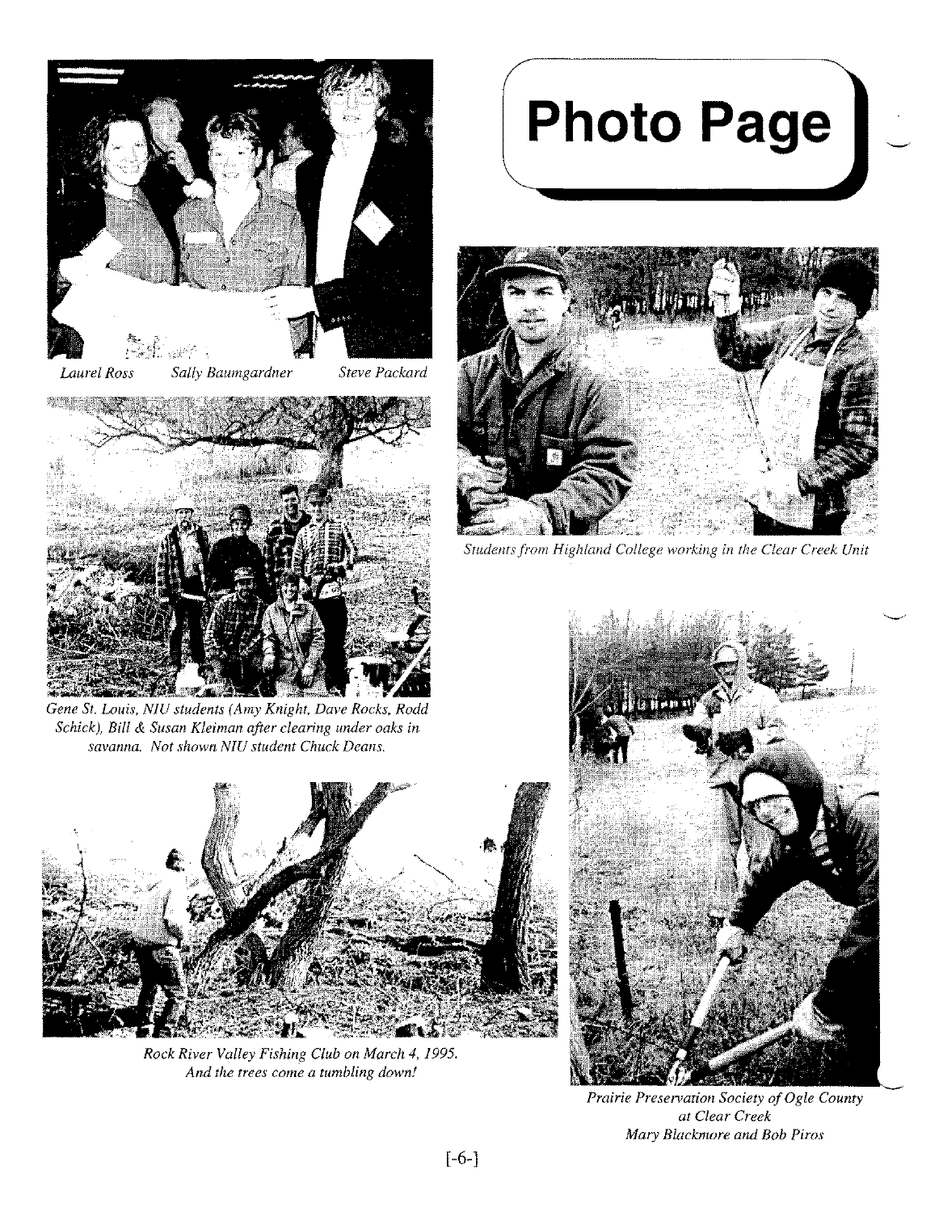# Photo Page

*Laurel Ross  Sally Baumgardner  Steve Packard*

*Students from Highland College working in the Clear Creek Unit*

*Gene St. Louis, NIU students (Amy Knight, Dave Rocks, Rodd Schick), Bill & Susan Kleiman after clearing under oaks in savanna. Not shown NIU student Chuck Deans.*

*Rock River Valley Fishing Club on March 4, 1995. And the trees come a tumbling down!*

*Prairie Preservation Society of Ogle County at Clear Creek Mary Blackmore and Bob Piros*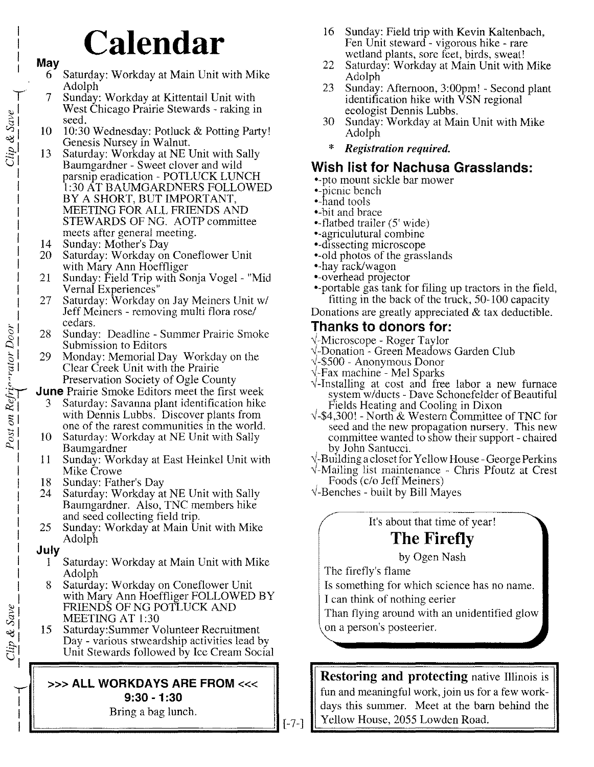# Calendar

**May**

- 6 Saturday: Workday at Main Unit with Mike Adolph
- 7 Sunday: Workday at Kittentail Unit with West Chicago Prairie Stewards - raking in seed.
- 10 10:30 Wednesday: Potluck & Potting Party! Genesis Nursey in Walnut.
- 13 Saturday: Workday at NE Unit with Sally Baumgardner - Sweet clover and wild parsnip eradication - POTLUCK LUNCH 1:30 AT BAUMGARDNERS FOLLOWED BY A SHORT, BUT IMPORTANT, MEETING FOR ALL FRIENDS AND STEWARDS OF NG. AOTP committee meets after general meeting.
- 14 Sunday: Mother's Day
- 20 Saturday: Workday on Coneflower Unit with Mary Ann Hoeffliger
- 21 Sunday: Field Trip with Sonja Vogel - "Mid Vernal Experiences"
- 27 Saturday: Workday on Jay Meiners Unit w/ Jeff Meiners - removing multi flora rose/ cedars.
- 28 Sunday: Deadline - Summer Prairie Smoke Submission to Editors
- 29 Monday: Memorial Day Workday on the Clear Creek Unit with the Prairie Preservation Society of Ogle County

**June** Prairie Smoke Editors meet the first week

- 3 Saturday: Savanna plant identification hike with Dennis Lubbs. Discover plants from one of the rarest communities in the world.
- 10 Saturday: Workday at NE Unit with Sally Baumgardner
- 11 Sunday: Workday at East Heinkel Unit with Mike Crowe
- 18 Sunday: Father's Day
- 24 Saturday: Workday at NE Unit with Sally Baumgardner. Also, TNC members hike and seed collecting field trip.
- 25 Sunday: Workday at Main Unit with Mike Adolph

**July**

- 1 Saturday: Workday at Main Unit with Mike Adolph
- 8 Saturday: Workday on Coneflower Unit with Mary Ann Hoeffliger FOLLOWED BY FRIENDS OF NG POTLUCK AND MEETING AT 1:30
- 15 Saturday:Summer Volunteer Recruitment Day - various stweardship activities lead by Unit Stewards followed by Ice Cream Social
- 16 Sunday: Field trip with Kevin Kaltenbach, Fen Unit steward - vigorous hike - rare wetland plants, sore feet, birds, sweat!
- 22 Saturday: Workday at Main Unit with Mike Adolph
- 23 Sunday: Afternoon, 3:00pm! - Second plant identification hike with VSN regional ecologist Dennis Lubbs.
- 30 Sunday: Workday at Main Unit with Mike Adolph

\* ***Registration required.***

**>>> ALL WORKDAYS ARE FROM <<<**
**9:30 - 1:30**
Bring a bag lunch.

## Wish list for Nachusa Grasslands:

- -pto mount sickle bar mower
- -picnic bench
- -hand tools
- -bit and brace
- -flatbed trailer (5' wide)
- -agriculutural combine
- -dissecting microscope
- -old photos of the grasslands
- -hay rack/wagon
- -overhead projector
- -portable gas tank for filing up tractors in the field, fitting in the back of the truck, 50-100 capacity

Donations are greatly appreciated & tax deductible.

## Thanks to donors for:

- √-Microscope - Roger Taylor
- √-Donation - Green Meadows Garden Club
- √-$500 - Anonymous Donor
- √-Fax machine - Mel Sparks
- √-Installing at cost and free labor a new furnace system w/ducts - Dave Schonefelder of Beautiful Fields Heating and Cooling in Dixon
- √-$4,300! - North & Western Committee of TNC for seed and the new propagation nursery. This new committee wanted to show their support - chaired by John Santucci.
- √-Building a closet for Yellow House - George Perkins
- √-Mailing list maintenance - Chris Pfoutz at Crest Foods (c/o Jeff Meiners)
- √-Benches - built by Bill Mayes

It's about that time of year!

## The Firefly

by Ogen Nash

The firefly's flame
Is something for which science has no name.
I can think of nothing eerier
Than flying around with an unidentified glow
on a person's posteerier.

**Restoring and protecting** native Illinois is fun and meaningful work, join us for a few workdays this summer. Meet at the barn behind the Yellow House, 2055 Lowden Road.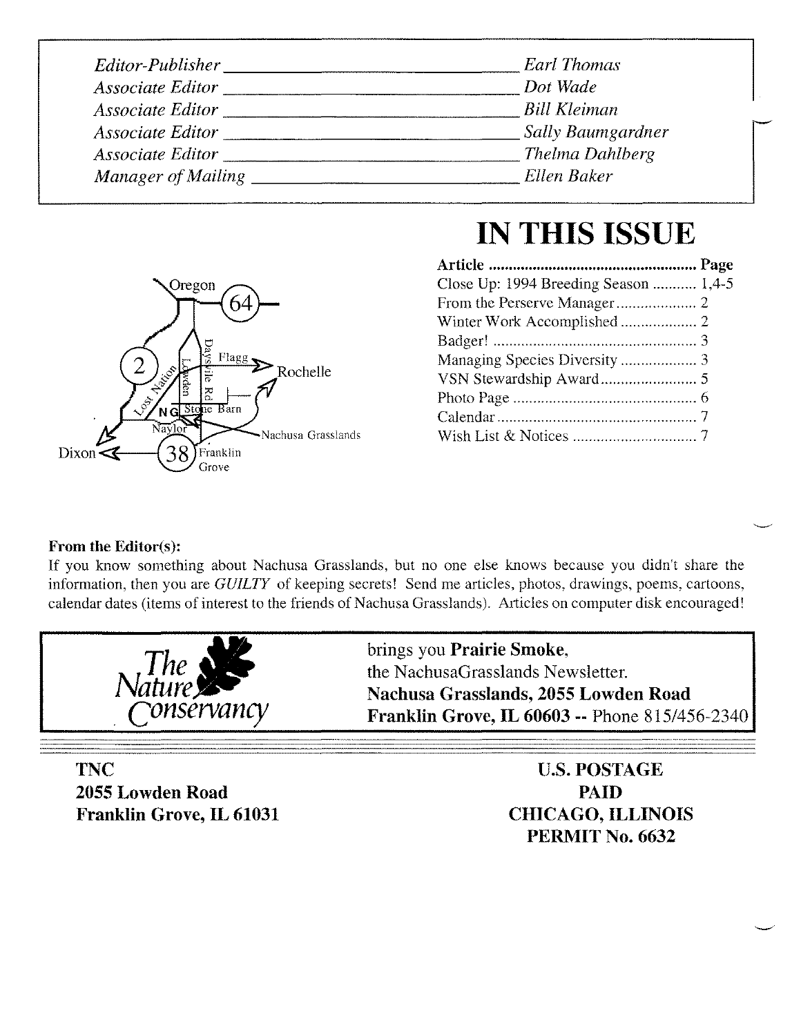| | |
|---|---|
| *Editor-Publisher* | *Earl Thomas* |
| *Associate Editor* | *Dot Wade* |
| *Associate Editor* | *Bill Kleiman* |
| *Associate Editor* | *Sally Baumgardner* |
| *Associate Editor* | *Thelma Dahlberg* |
| *Manager of Mailing* | *Ellen Baker* |

Oregon
64
2
Lost Nation
Lowden
Daysville Rd
Flagg
Rochelle
NG
Stone Barn
Naylor
Nachusa Grasslands
Dixon
38
Franklin Grove

# IN THIS ISSUE

| Article | Page |
|---|---|
| Close Up: 1994 Breeding Season | 1,4-5 |
| From the Perserve Manager | 2 |
| Winter Work Accomplished | 2 |
| Badger! | 3 |
| Managing Species Diversity | 3 |
| VSN Stewardship Award | 5 |
| Photo Page | 6 |
| Calendar | 7 |
| Wish List & Notices | 7 |

**From the Editor(s):**

If you know something about Nachusa Grasslands, but no one else knows because you didn't share the information, then you are *GUILTY* of keeping secrets! Send me articles, photos, drawings, poems, cartoons, calendar dates (items of interest to the friends of Nachusa Grasslands). Articles on computer disk encouraged!

The Nature Conservancy brings you **Prairie Smoke**, the NachusaGrasslands Newsletter.
**Nachusa Grasslands, 2055 Lowden Road**
**Franklin Grove, IL 60603** -- Phone 815/456-2340

**TNC**
**2055 Lowden Road**
**Franklin Grove, IL 61031**

**U.S. POSTAGE**
**PAID**
**CHICAGO, ILLINOIS**
**PERMIT No. 6632**